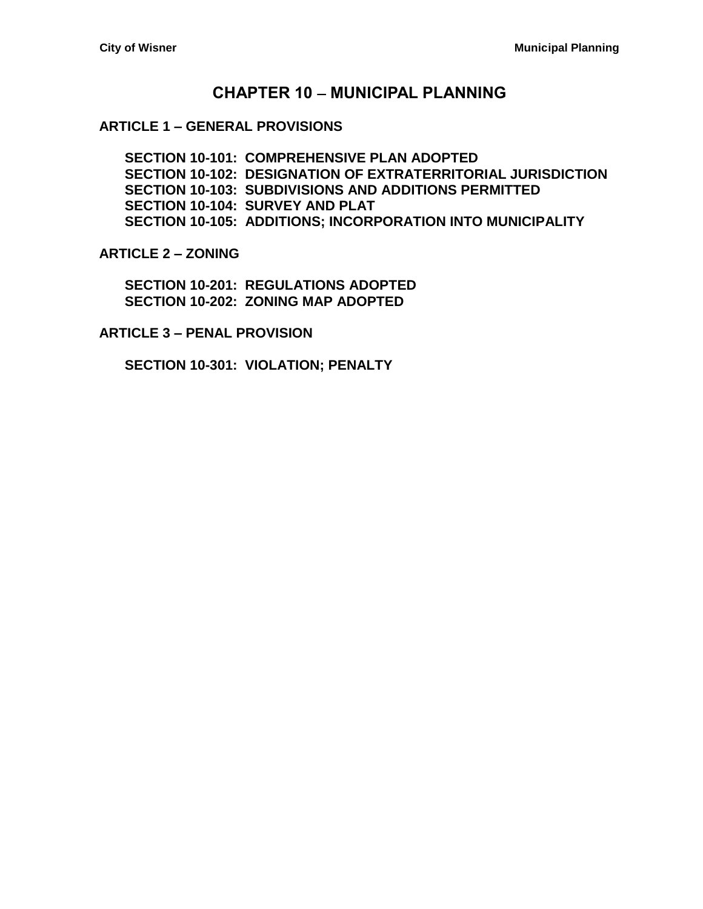# CHAPTER 10 – MUNICIPAL PLANNING

## ARTICLE 1 – GENERAL PROVISIONS

**SECTION 10-101: COMPREHENSIVE PLAN ADOPTED**
**SECTION 10-102: DESIGNATION OF EXTRATERRITORIAL JURISDICTION**
**SECTION 10-103: SUBDIVISIONS AND ADDITIONS PERMITTED**
**SECTION 10-104: SURVEY AND PLAT**
**SECTION 10-105: ADDITIONS; INCORPORATION INTO MUNICIPALITY**

## ARTICLE 2 – ZONING

**SECTION 10-201: REGULATIONS ADOPTED**
**SECTION 10-202: ZONING MAP ADOPTED**

## ARTICLE 3 – PENAL PROVISION

**SECTION 10-301: VIOLATION; PENALTY**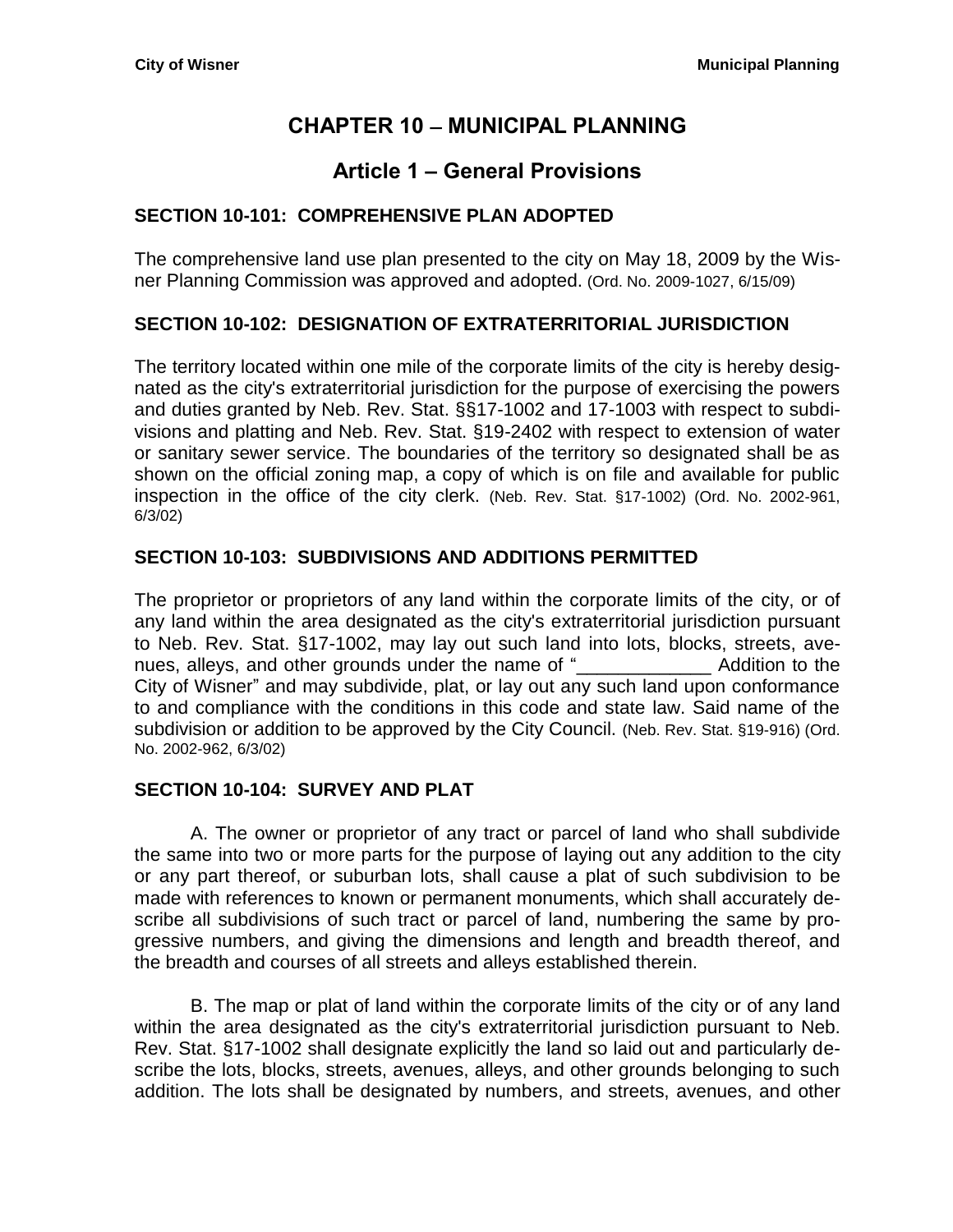# CHAPTER 10 – MUNICIPAL PLANNING

## Article 1 – General Provisions

### SECTION 10-101: COMPREHENSIVE PLAN ADOPTED

The comprehensive land use plan presented to the city on May 18, 2009 by the Wisner Planning Commission was approved and adopted. (Ord. No. 2009-1027, 6/15/09)

### SECTION 10-102: DESIGNATION OF EXTRATERRITORIAL JURISDICTION

The territory located within one mile of the corporate limits of the city is hereby designated as the city's extraterritorial jurisdiction for the purpose of exercising the powers and duties granted by Neb. Rev. Stat. §§17-1002 and 17-1003 with respect to subdivisions and platting and Neb. Rev. Stat. §19-2402 with respect to extension of water or sanitary sewer service. The boundaries of the territory so designated shall be as shown on the official zoning map, a copy of which is on file and available for public inspection in the office of the city clerk. (Neb. Rev. Stat. §17-1002) (Ord. No. 2002-961, 6/3/02)

### SECTION 10-103: SUBDIVISIONS AND ADDITIONS PERMITTED

The proprietor or proprietors of any land within the corporate limits of the city, or of any land within the area designated as the city's extraterritorial jurisdiction pursuant to Neb. Rev. Stat. §17-1002, may lay out such land into lots, blocks, streets, avenues, alleys, and other grounds under the name of "_____________ Addition to the City of Wisner" and may subdivide, plat, or lay out any such land upon conformance to and compliance with the conditions in this code and state law. Said name of the subdivision or addition to be approved by the City Council. (Neb. Rev. Stat. §19-916) (Ord. No. 2002-962, 6/3/02)

### SECTION 10-104: SURVEY AND PLAT

A. The owner or proprietor of any tract or parcel of land who shall subdivide the same into two or more parts for the purpose of laying out any addition to the city or any part thereof, or suburban lots, shall cause a plat of such subdivision to be made with references to known or permanent monuments, which shall accurately describe all subdivisions of such tract or parcel of land, numbering the same by progressive numbers, and giving the dimensions and length and breadth thereof, and the breadth and courses of all streets and alleys established therein.

B. The map or plat of land within the corporate limits of the city or of any land within the area designated as the city's extraterritorial jurisdiction pursuant to Neb. Rev. Stat. §17-1002 shall designate explicitly the land so laid out and particularly describe the lots, blocks, streets, avenues, alleys, and other grounds belonging to such addition. The lots shall be designated by numbers, and streets, avenues, and other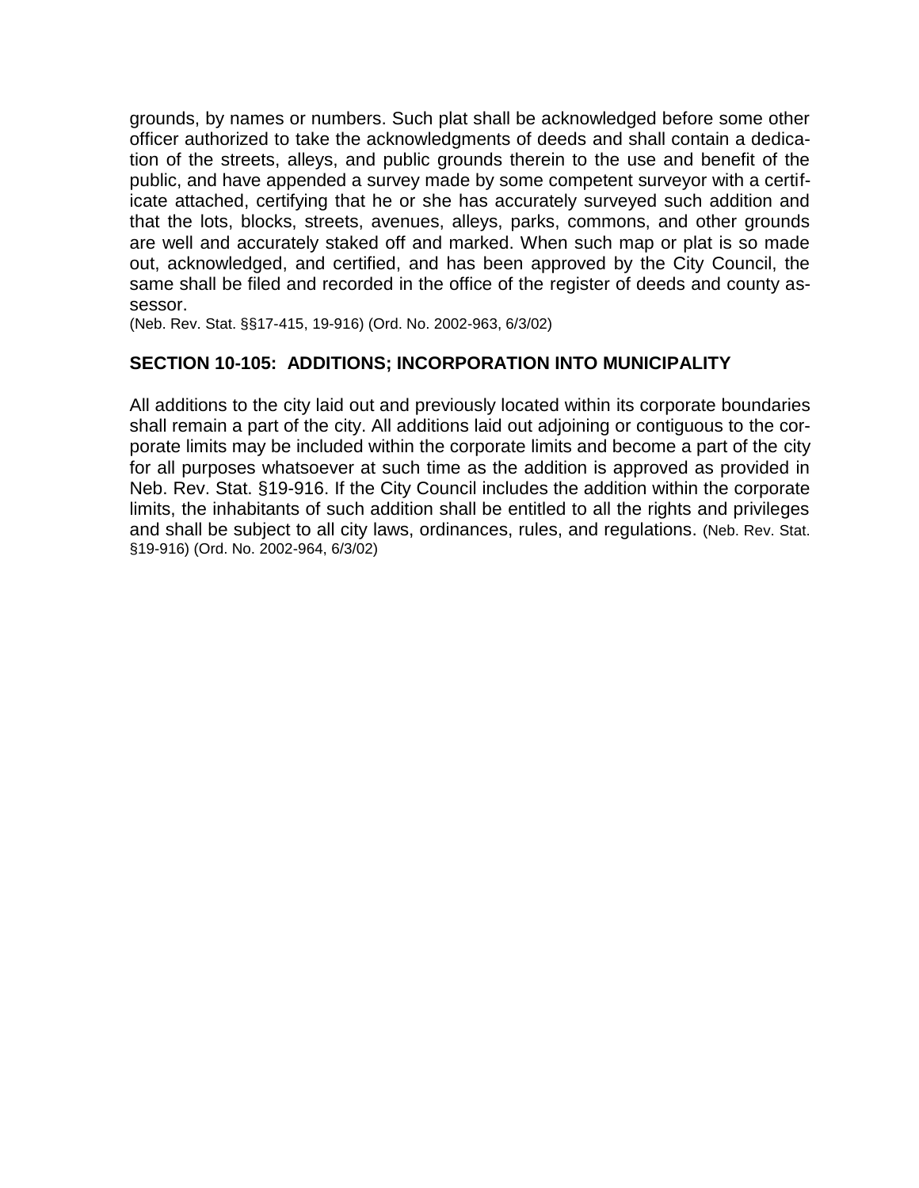grounds, by names or numbers. Such plat shall be acknowledged before some other officer authorized to take the acknowledgments of deeds and shall contain a dedication of the streets, alleys, and public grounds therein to the use and benefit of the public, and have appended a survey made by some competent surveyor with a certificate attached, certifying that he or she has accurately surveyed such addition and that the lots, blocks, streets, avenues, alleys, parks, commons, and other grounds are well and accurately staked off and marked. When such map or plat is so made out, acknowledged, and certified, and has been approved by the City Council, the same shall be filed and recorded in the office of the register of deeds and county assessor.
(Neb. Rev. Stat. §§17-415, 19-916) (Ord. No. 2002-963, 6/3/02)

**SECTION 10-105: ADDITIONS; INCORPORATION INTO MUNICIPALITY**

All additions to the city laid out and previously located within its corporate boundaries shall remain a part of the city. All additions laid out adjoining or contiguous to the corporate limits may be included within the corporate limits and become a part of the city for all purposes whatsoever at such time as the addition is approved as provided in Neb. Rev. Stat. §19-916. If the City Council includes the addition within the corporate limits, the inhabitants of such addition shall be entitled to all the rights and privileges and shall be subject to all city laws, ordinances, rules, and regulations. (Neb. Rev. Stat. §19-916) (Ord. No. 2002-964, 6/3/02)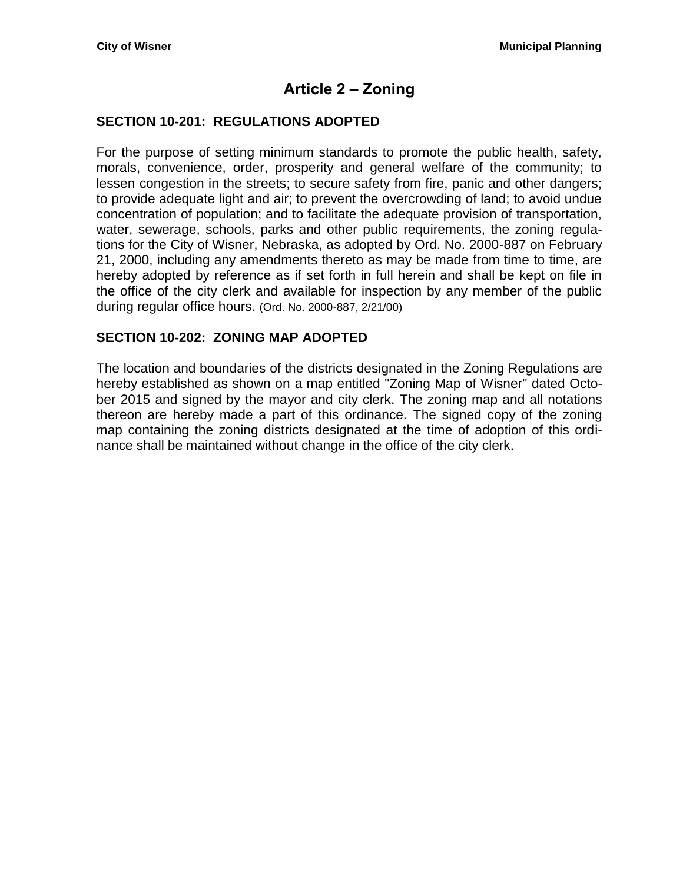# Article 2 – Zoning

## SECTION 10-201: REGULATIONS ADOPTED

For the purpose of setting minimum standards to promote the public health, safety, morals, convenience, order, prosperity and general welfare of the community; to lessen congestion in the streets; to secure safety from fire, panic and other dangers; to provide adequate light and air; to prevent the overcrowding of land; to avoid undue concentration of population; and to facilitate the adequate provision of transportation, water, sewerage, schools, parks and other public requirements, the zoning regulations for the City of Wisner, Nebraska, as adopted by Ord. No. 2000-887 on February 21, 2000, including any amendments thereto as may be made from time to time, are hereby adopted by reference as if set forth in full herein and shall be kept on file in the office of the city clerk and available for inspection by any member of the public during regular office hours. (Ord. No. 2000-887, 2/21/00)

## SECTION 10-202: ZONING MAP ADOPTED

The location and boundaries of the districts designated in the Zoning Regulations are hereby established as shown on a map entitled "Zoning Map of Wisner" dated October 2015 and signed by the mayor and city clerk. The zoning map and all notations thereon are hereby made a part of this ordinance. The signed copy of the zoning map containing the zoning districts designated at the time of adoption of this ordinance shall be maintained without change in the office of the city clerk.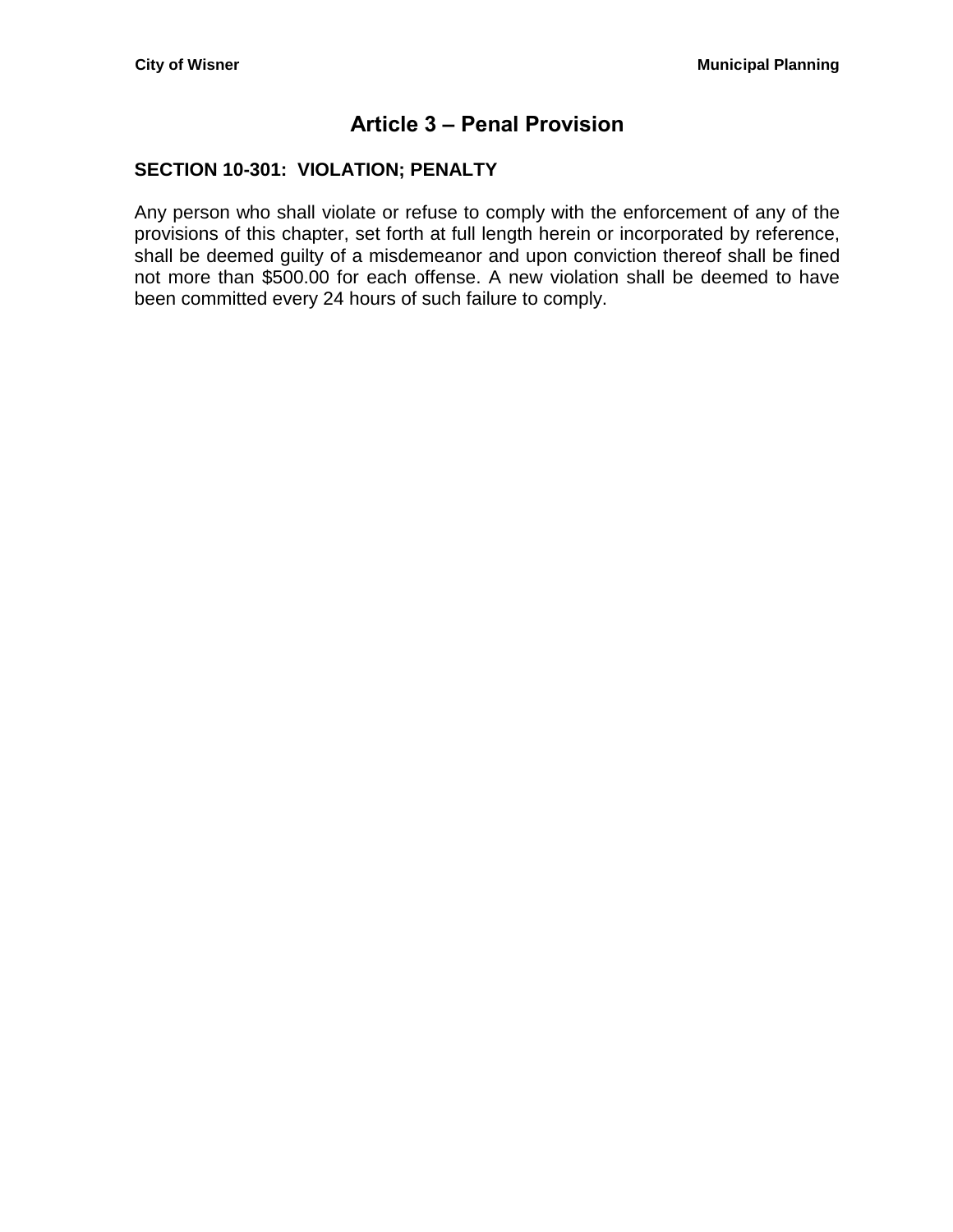# Article 3 – Penal Provision

## SECTION 10-301: VIOLATION; PENALTY

Any person who shall violate or refuse to comply with the enforcement of any of the provisions of this chapter, set forth at full length herein or incorporated by reference, shall be deemed guilty of a misdemeanor and upon conviction thereof shall be fined not more than $500.00 for each offense. A new violation shall be deemed to have been committed every 24 hours of such failure to comply.